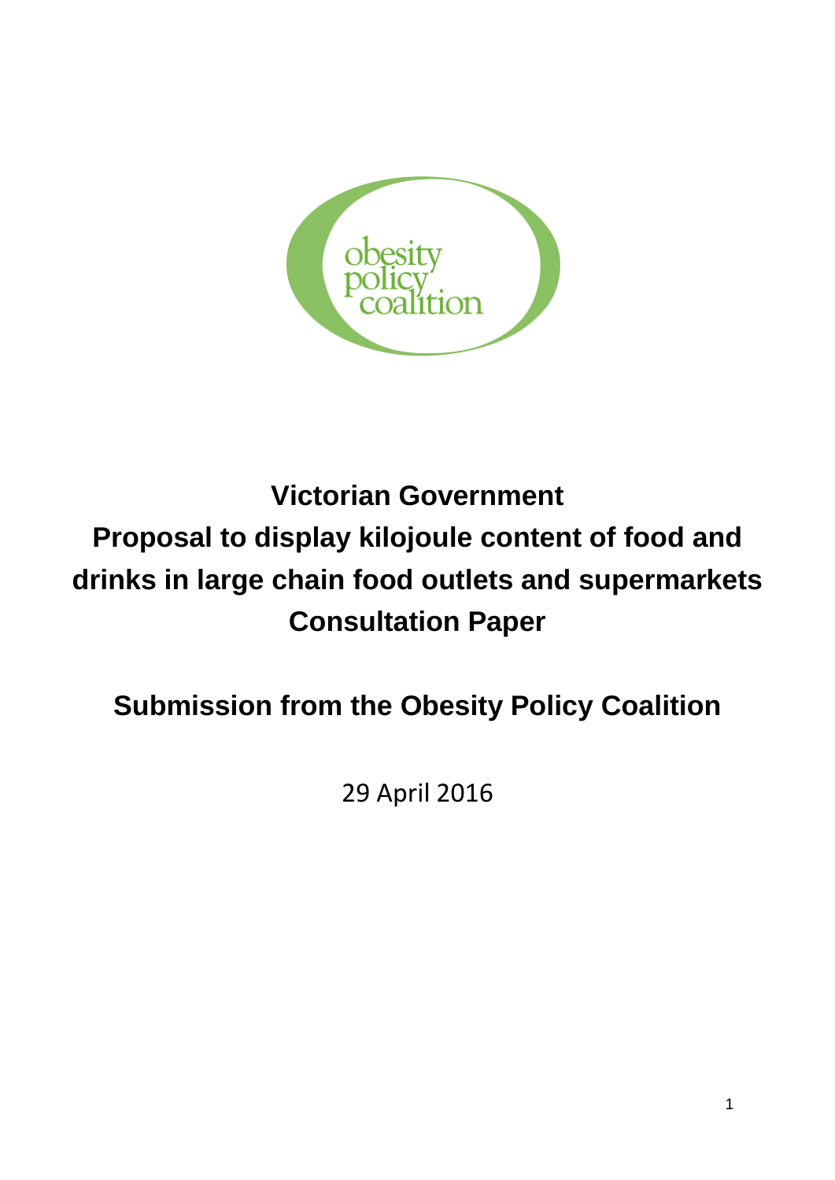obesity policy coalition

# Victorian Government

# Proposal to display kilojoule content of food and drinks in large chain food outlets and supermarkets

# Consultation Paper

## Submission from the Obesity Policy Coalition

29 April 2016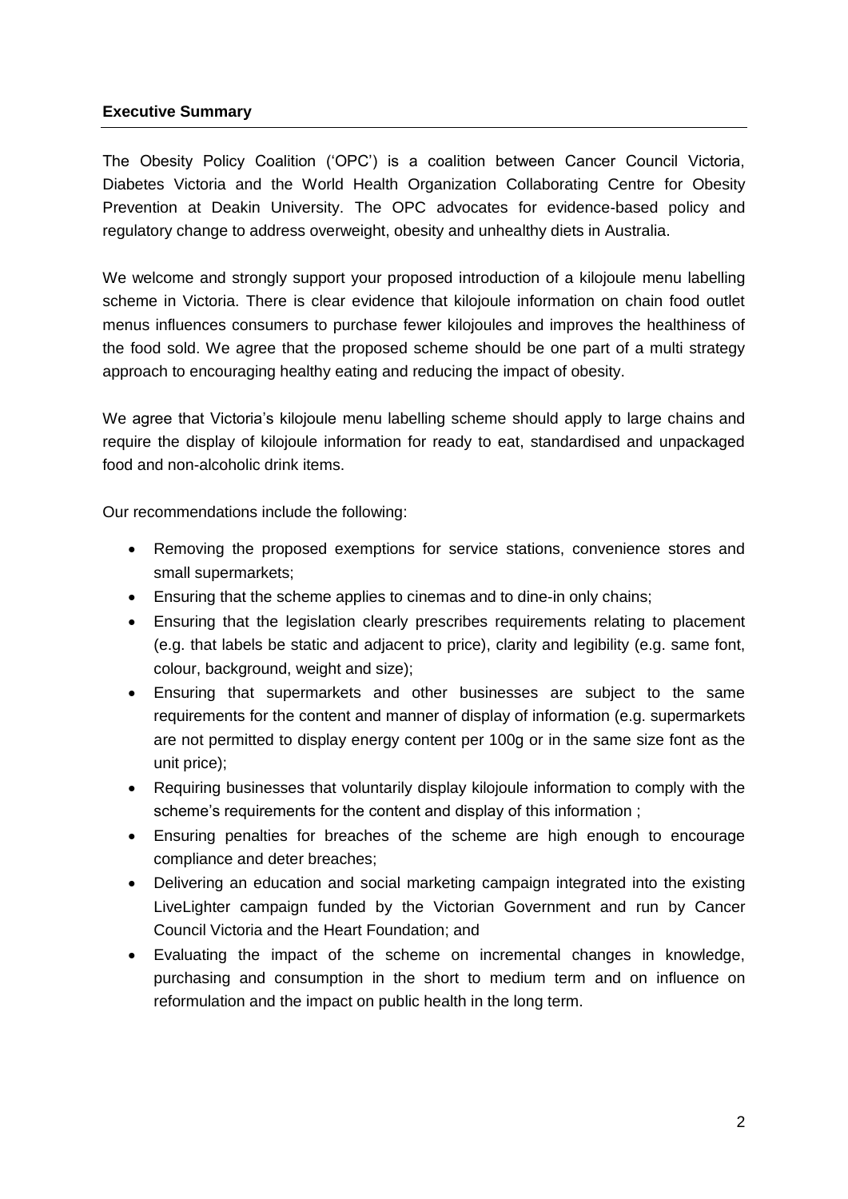## Executive Summary

The Obesity Policy Coalition ('OPC') is a coalition between Cancer Council Victoria, Diabetes Victoria and the World Health Organization Collaborating Centre for Obesity Prevention at Deakin University. The OPC advocates for evidence-based policy and regulatory change to address overweight, obesity and unhealthy diets in Australia.

We welcome and strongly support your proposed introduction of a kilojoule menu labelling scheme in Victoria. There is clear evidence that kilojoule information on chain food outlet menus influences consumers to purchase fewer kilojoules and improves the healthiness of the food sold. We agree that the proposed scheme should be one part of a multi strategy approach to encouraging healthy eating and reducing the impact of obesity.

We agree that Victoria's kilojoule menu labelling scheme should apply to large chains and require the display of kilojoule information for ready to eat, standardised and unpackaged food and non-alcoholic drink items.

Our recommendations include the following:

- Removing the proposed exemptions for service stations, convenience stores and small supermarkets;
- Ensuring that the scheme applies to cinemas and to dine-in only chains;
- Ensuring that the legislation clearly prescribes requirements relating to placement (e.g. that labels be static and adjacent to price), clarity and legibility (e.g. same font, colour, background, weight and size);
- Ensuring that supermarkets and other businesses are subject to the same requirements for the content and manner of display of information (e.g. supermarkets are not permitted to display energy content per 100g or in the same size font as the unit price);
- Requiring businesses that voluntarily display kilojoule information to comply with the scheme's requirements for the content and display of this information ;
- Ensuring penalties for breaches of the scheme are high enough to encourage compliance and deter breaches;
- Delivering an education and social marketing campaign integrated into the existing LiveLighter campaign funded by the Victorian Government and run by Cancer Council Victoria and the Heart Foundation; and
- Evaluating the impact of the scheme on incremental changes in knowledge, purchasing and consumption in the short to medium term and on influence on reformulation and the impact on public health in the long term.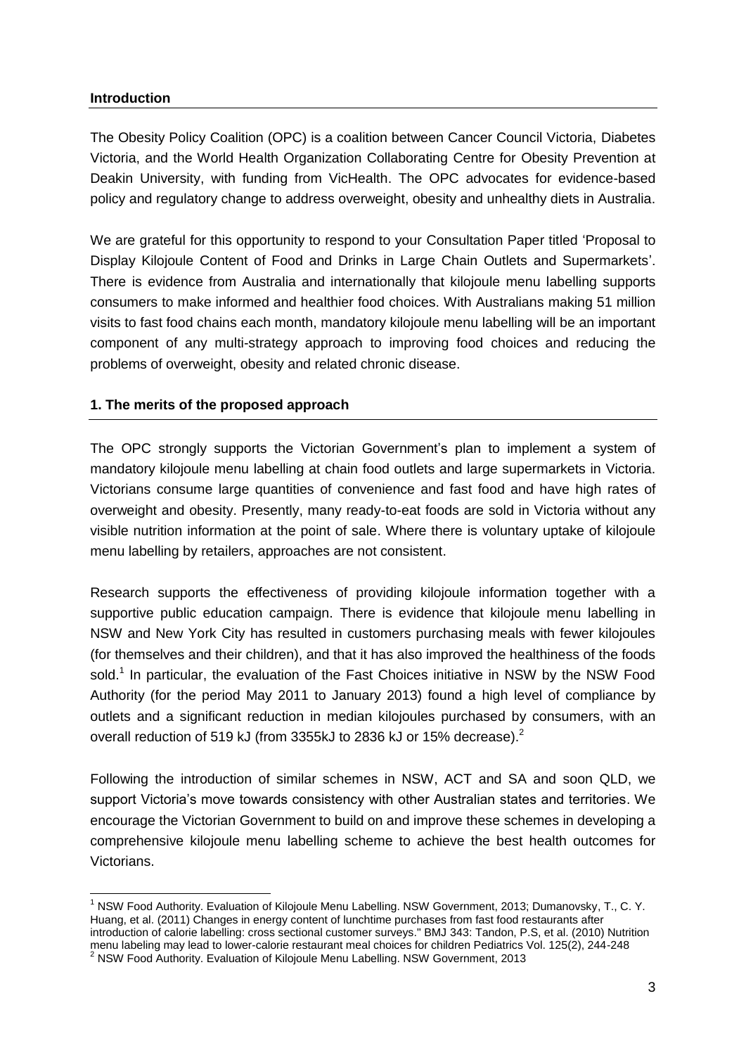## Introduction

The Obesity Policy Coalition (OPC) is a coalition between Cancer Council Victoria, Diabetes Victoria, and the World Health Organization Collaborating Centre for Obesity Prevention at Deakin University, with funding from VicHealth. The OPC advocates for evidence-based policy and regulatory change to address overweight, obesity and unhealthy diets in Australia.

We are grateful for this opportunity to respond to your Consultation Paper titled 'Proposal to Display Kilojoule Content of Food and Drinks in Large Chain Outlets and Supermarkets'. There is evidence from Australia and internationally that kilojoule menu labelling supports consumers to make informed and healthier food choices. With Australians making 51 million visits to fast food chains each month, mandatory kilojoule menu labelling will be an important component of any multi-strategy approach to improving food choices and reducing the problems of overweight, obesity and related chronic disease.

## 1. The merits of the proposed approach

The OPC strongly supports the Victorian Government's plan to implement a system of mandatory kilojoule menu labelling at chain food outlets and large supermarkets in Victoria. Victorians consume large quantities of convenience and fast food and have high rates of overweight and obesity. Presently, many ready-to-eat foods are sold in Victoria without any visible nutrition information at the point of sale. Where there is voluntary uptake of kilojoule menu labelling by retailers, approaches are not consistent.

Research supports the effectiveness of providing kilojoule information together with a supportive public education campaign. There is evidence that kilojoule menu labelling in NSW and New York City has resulted in customers purchasing meals with fewer kilojoules (for themselves and their children), and that it has also improved the healthiness of the foods sold.[1] In particular, the evaluation of the Fast Choices initiative in NSW by the NSW Food Authority (for the period May 2011 to January 2013) found a high level of compliance by outlets and a significant reduction in median kilojoules purchased by consumers, with an overall reduction of 519 kJ (from 3355kJ to 2836 kJ or 15% decrease).[2]

Following the introduction of similar schemes in NSW, ACT and SA and soon QLD, we support Victoria's move towards consistency with other Australian states and territories. We encourage the Victorian Government to build on and improve these schemes in developing a comprehensive kilojoule menu labelling scheme to achieve the best health outcomes for Victorians.

---

[1] NSW Food Authority. Evaluation of Kilojoule Menu Labelling. NSW Government, 2013; Dumanovsky, T., C. Y. Huang, et al. (2011) Changes in energy content of lunchtime purchases from fast food restaurants after introduction of calorie labelling: cross sectional customer surveys." BMJ 343: Tandon, P.S, et al. (2010) Nutrition menu labeling may lead to lower-calorie restaurant meal choices for children Pediatrics Vol. 125(2), 244-248

[2] NSW Food Authority. Evaluation of Kilojoule Menu Labelling. NSW Government, 2013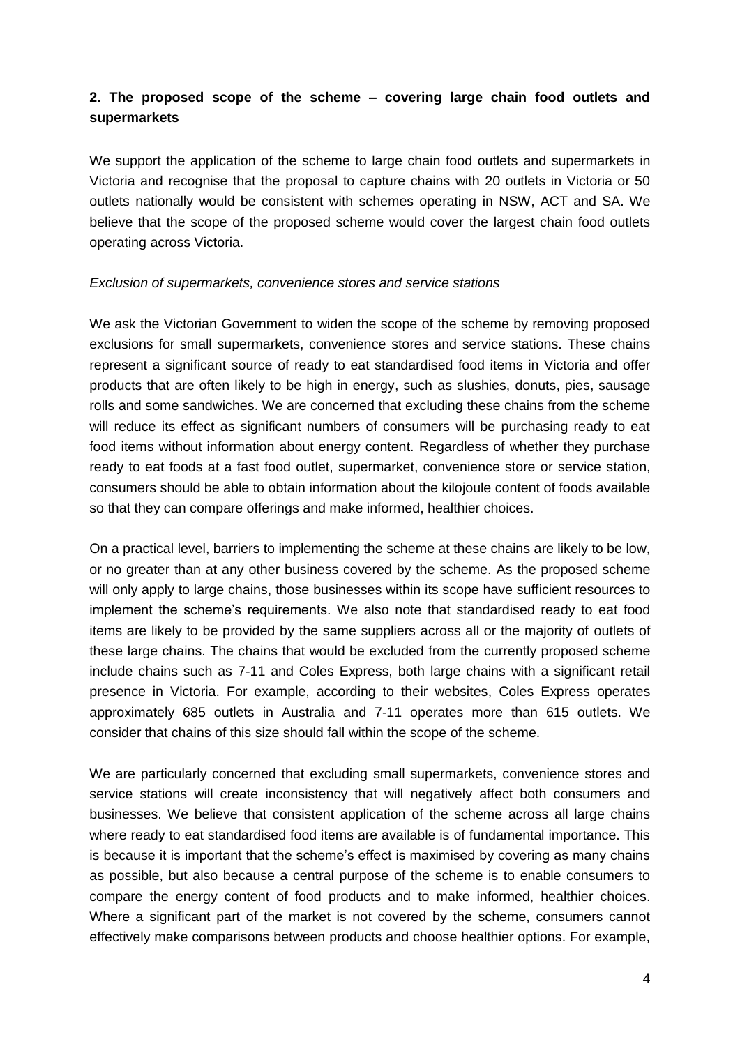## 2. The proposed scope of the scheme – covering large chain food outlets and supermarkets

We support the application of the scheme to large chain food outlets and supermarkets in Victoria and recognise that the proposal to capture chains with 20 outlets in Victoria or 50 outlets nationally would be consistent with schemes operating in NSW, ACT and SA. We believe that the scope of the proposed scheme would cover the largest chain food outlets operating across Victoria.

*Exclusion of supermarkets, convenience stores and service stations*

We ask the Victorian Government to widen the scope of the scheme by removing proposed exclusions for small supermarkets, convenience stores and service stations. These chains represent a significant source of ready to eat standardised food items in Victoria and offer products that are often likely to be high in energy, such as slushies, donuts, pies, sausage rolls and some sandwiches. We are concerned that excluding these chains from the scheme will reduce its effect as significant numbers of consumers will be purchasing ready to eat food items without information about energy content. Regardless of whether they purchase ready to eat foods at a fast food outlet, supermarket, convenience store or service station, consumers should be able to obtain information about the kilojoule content of foods available so that they can compare offerings and make informed, healthier choices.

On a practical level, barriers to implementing the scheme at these chains are likely to be low, or no greater than at any other business covered by the scheme. As the proposed scheme will only apply to large chains, those businesses within its scope have sufficient resources to implement the scheme's requirements. We also note that standardised ready to eat food items are likely to be provided by the same suppliers across all or the majority of outlets of these large chains. The chains that would be excluded from the currently proposed scheme include chains such as 7-11 and Coles Express, both large chains with a significant retail presence in Victoria. For example, according to their websites, Coles Express operates approximately 685 outlets in Australia and 7-11 operates more than 615 outlets. We consider that chains of this size should fall within the scope of the scheme.

We are particularly concerned that excluding small supermarkets, convenience stores and service stations will create inconsistency that will negatively affect both consumers and businesses. We believe that consistent application of the scheme across all large chains where ready to eat standardised food items are available is of fundamental importance. This is because it is important that the scheme's effect is maximised by covering as many chains as possible, but also because a central purpose of the scheme is to enable consumers to compare the energy content of food products and to make informed, healthier choices. Where a significant part of the market is not covered by the scheme, consumers cannot effectively make comparisons between products and choose healthier options. For example,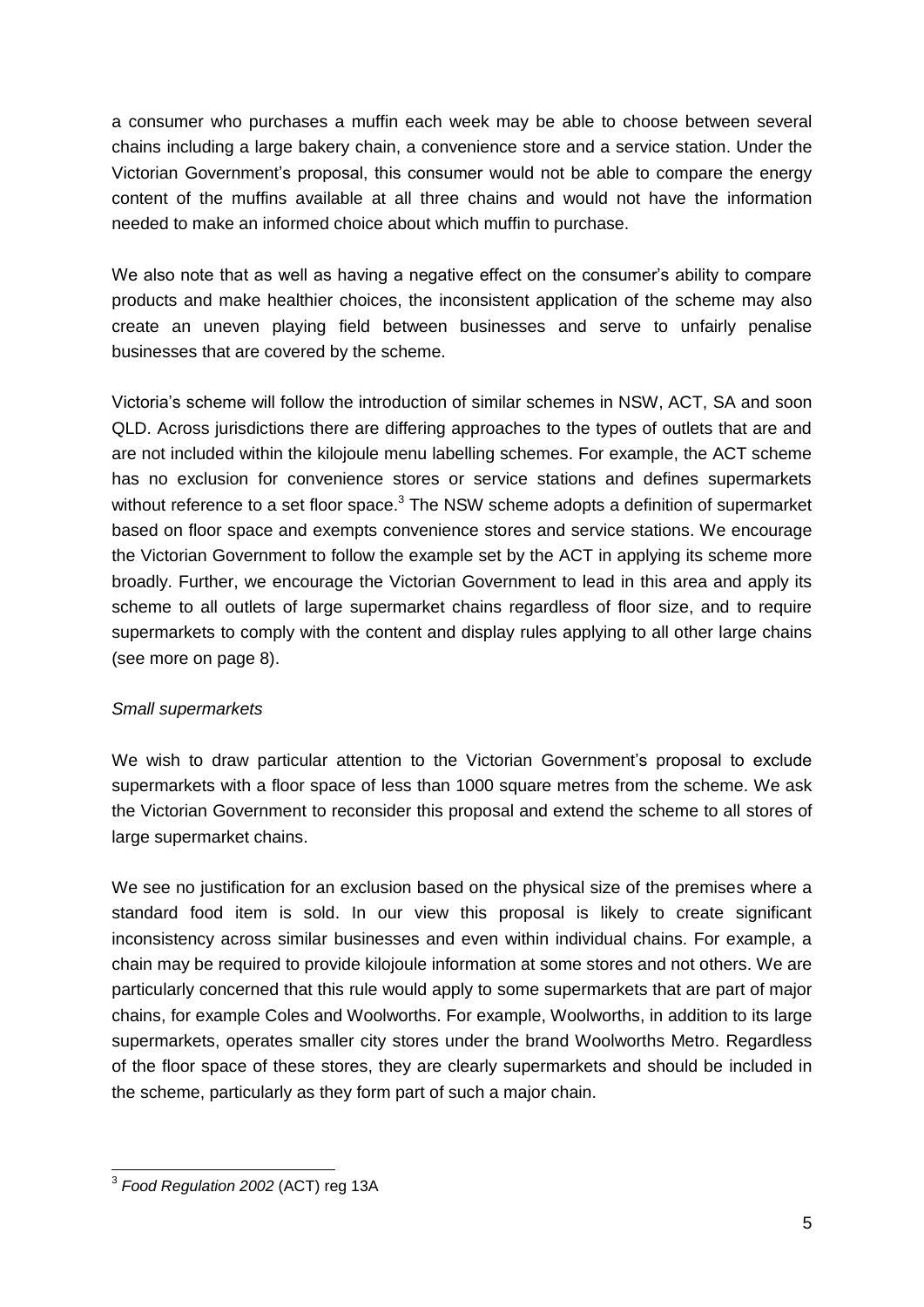a consumer who purchases a muffin each week may be able to choose between several chains including a large bakery chain, a convenience store and a service station. Under the Victorian Government's proposal, this consumer would not be able to compare the energy content of the muffins available at all three chains and would not have the information needed to make an informed choice about which muffin to purchase.

We also note that as well as having a negative effect on the consumer's ability to compare products and make healthier choices, the inconsistent application of the scheme may also create an uneven playing field between businesses and serve to unfairly penalise businesses that are covered by the scheme.

Victoria's scheme will follow the introduction of similar schemes in NSW, ACT, SA and soon QLD. Across jurisdictions there are differing approaches to the types of outlets that are and are not included within the kilojoule menu labelling schemes. For example, the ACT scheme has no exclusion for convenience stores or service stations and defines supermarkets without reference to a set floor space.[3] The NSW scheme adopts a definition of supermarket based on floor space and exempts convenience stores and service stations. We encourage the Victorian Government to follow the example set by the ACT in applying its scheme more broadly. Further, we encourage the Victorian Government to lead in this area and apply its scheme to all outlets of large supermarket chains regardless of floor size, and to require supermarkets to comply with the content and display rules applying to all other large chains (see more on page 8).

*Small supermarkets*

We wish to draw particular attention to the Victorian Government's proposal to exclude supermarkets with a floor space of less than 1000 square metres from the scheme. We ask the Victorian Government to reconsider this proposal and extend the scheme to all stores of large supermarket chains.

We see no justification for an exclusion based on the physical size of the premises where a standard food item is sold. In our view this proposal is likely to create significant inconsistency across similar businesses and even within individual chains. For example, a chain may be required to provide kilojoule information at some stores and not others. We are particularly concerned that this rule would apply to some supermarkets that are part of major chains, for example Coles and Woolworths. For example, Woolworths, in addition to its large supermarkets, operates smaller city stores under the brand Woolworths Metro. Regardless of the floor space of these stores, they are clearly supermarkets and should be included in the scheme, particularly as they form part of such a major chain.

---

[3] *Food Regulation 2002* (ACT) reg 13A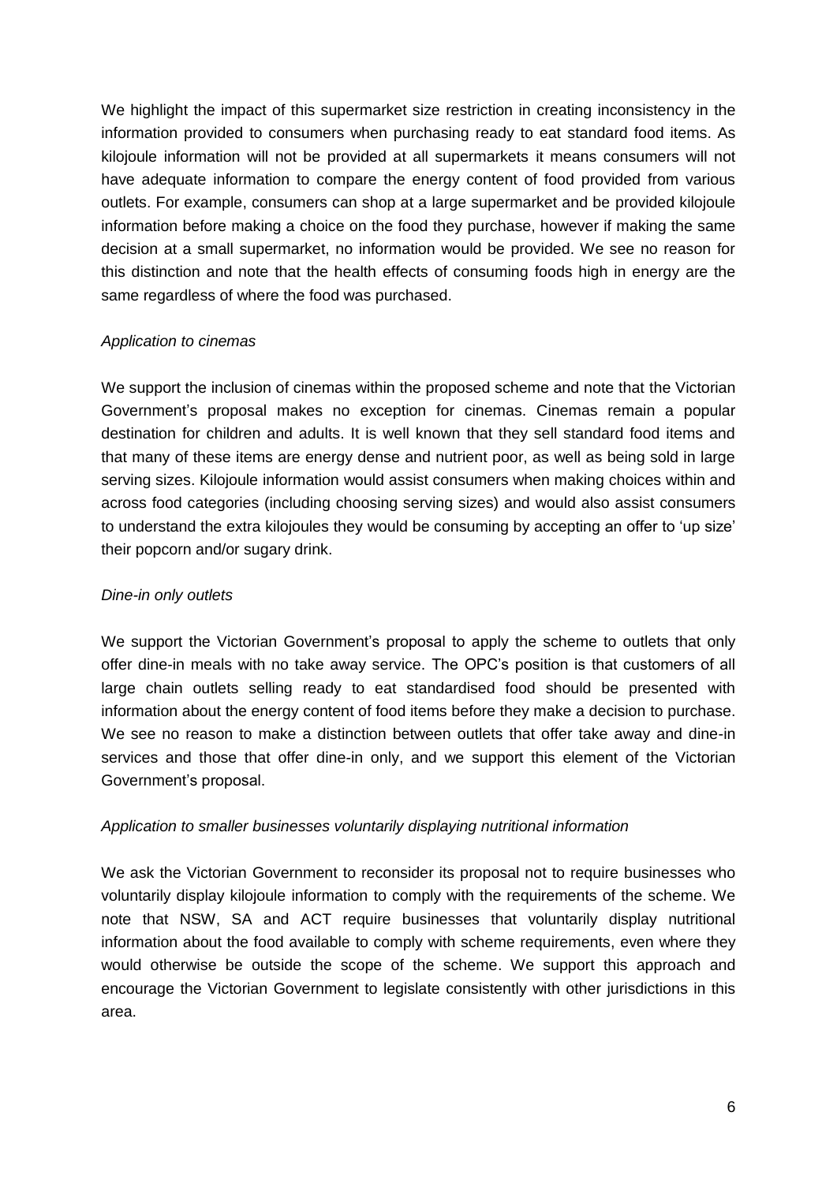We highlight the impact of this supermarket size restriction in creating inconsistency in the information provided to consumers when purchasing ready to eat standard food items. As kilojoule information will not be provided at all supermarkets it means consumers will not have adequate information to compare the energy content of food provided from various outlets. For example, consumers can shop at a large supermarket and be provided kilojoule information before making a choice on the food they purchase, however if making the same decision at a small supermarket, no information would be provided. We see no reason for this distinction and note that the health effects of consuming foods high in energy are the same regardless of where the food was purchased.

*Application to cinemas*

We support the inclusion of cinemas within the proposed scheme and note that the Victorian Government's proposal makes no exception for cinemas. Cinemas remain a popular destination for children and adults. It is well known that they sell standard food items and that many of these items are energy dense and nutrient poor, as well as being sold in large serving sizes. Kilojoule information would assist consumers when making choices within and across food categories (including choosing serving sizes) and would also assist consumers to understand the extra kilojoules they would be consuming by accepting an offer to 'up size' their popcorn and/or sugary drink.

*Dine-in only outlets*

We support the Victorian Government's proposal to apply the scheme to outlets that only offer dine-in meals with no take away service. The OPC's position is that customers of all large chain outlets selling ready to eat standardised food should be presented with information about the energy content of food items before they make a decision to purchase. We see no reason to make a distinction between outlets that offer take away and dine-in services and those that offer dine-in only, and we support this element of the Victorian Government's proposal.

*Application to smaller businesses voluntarily displaying nutritional information*

We ask the Victorian Government to reconsider its proposal not to require businesses who voluntarily display kilojoule information to comply with the requirements of the scheme. We note that NSW, SA and ACT require businesses that voluntarily display nutritional information about the food available to comply with scheme requirements, even where they would otherwise be outside the scope of the scheme. We support this approach and encourage the Victorian Government to legislate consistently with other jurisdictions in this area.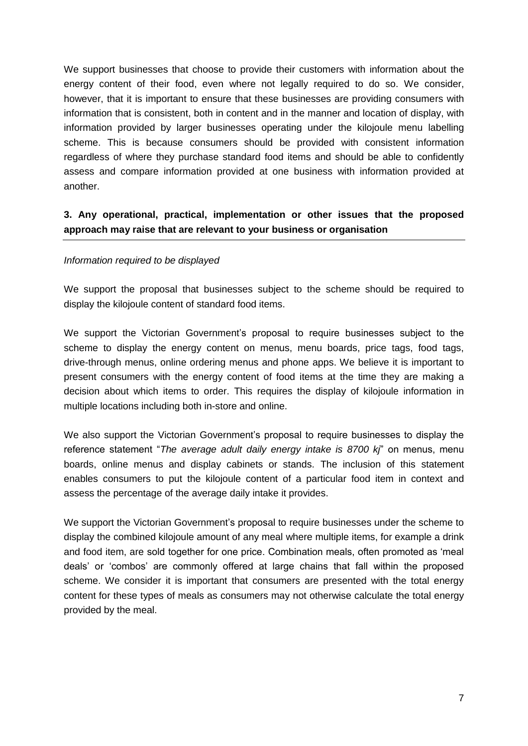We support businesses that choose to provide their customers with information about the energy content of their food, even where not legally required to do so. We consider, however, that it is important to ensure that these businesses are providing consumers with information that is consistent, both in content and in the manner and location of display, with information provided by larger businesses operating under the kilojoule menu labelling scheme. This is because consumers should be provided with consistent information regardless of where they purchase standard food items and should be able to confidently assess and compare information provided at one business with information provided at another.

### 3. Any operational, practical, implementation or other issues that the proposed approach may raise that are relevant to your business or organisation

*Information required to be displayed*

We support the proposal that businesses subject to the scheme should be required to display the kilojoule content of standard food items.

We support the Victorian Government's proposal to require businesses subject to the scheme to display the energy content on menus, menu boards, price tags, food tags, drive-through menus, online ordering menus and phone apps. We believe it is important to present consumers with the energy content of food items at the time they are making a decision about which items to order. This requires the display of kilojoule information in multiple locations including both in-store and online.

We also support the Victorian Government's proposal to require businesses to display the reference statement "*The average adult daily energy intake is 8700 kj*" on menus, menu boards, online menus and display cabinets or stands. The inclusion of this statement enables consumers to put the kilojoule content of a particular food item in context and assess the percentage of the average daily intake it provides.

We support the Victorian Government's proposal to require businesses under the scheme to display the combined kilojoule amount of any meal where multiple items, for example a drink and food item, are sold together for one price. Combination meals, often promoted as 'meal deals' or 'combos' are commonly offered at large chains that fall within the proposed scheme. We consider it is important that consumers are presented with the total energy content for these types of meals as consumers may not otherwise calculate the total energy provided by the meal.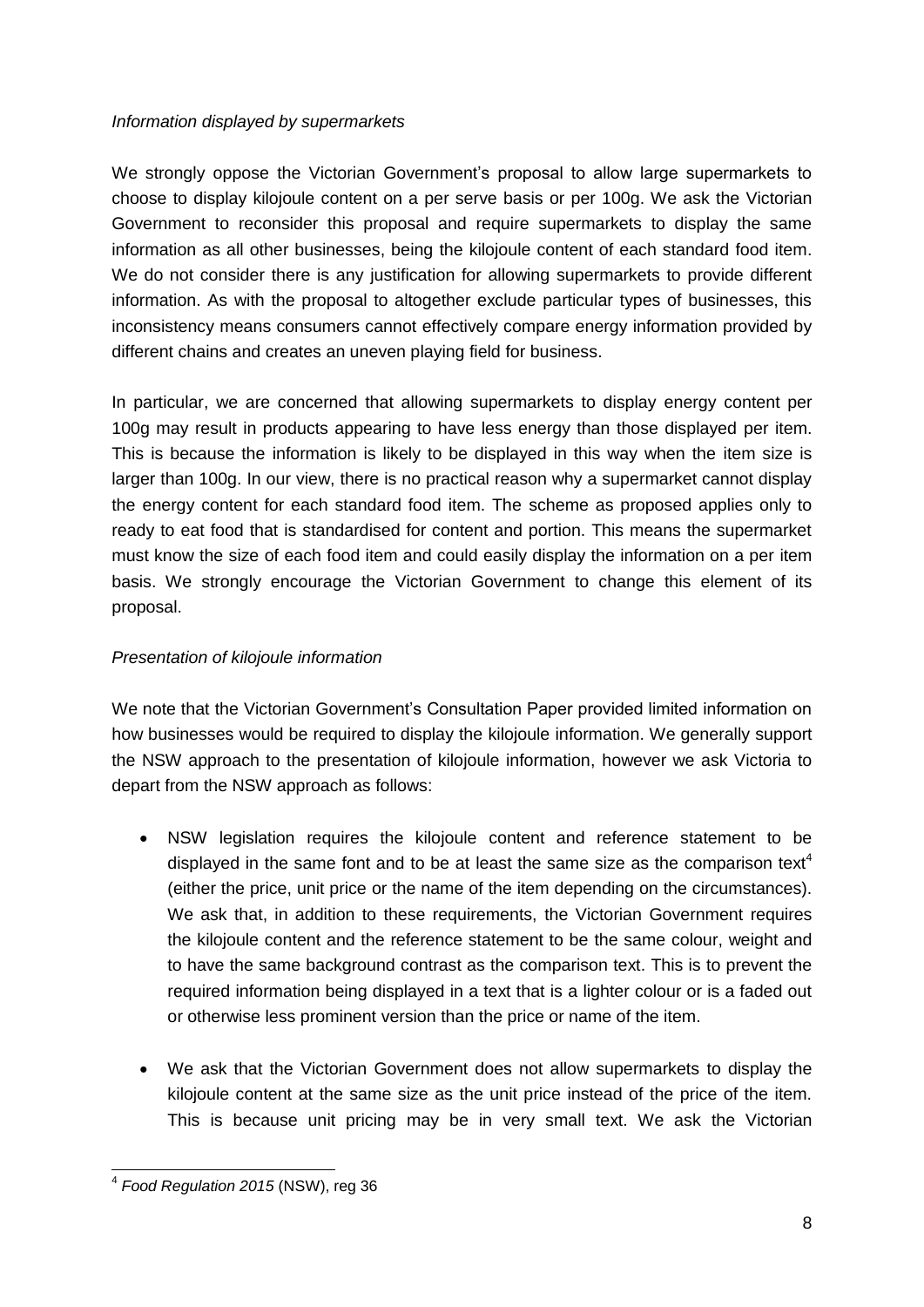*Information displayed by supermarkets*

We strongly oppose the Victorian Government's proposal to allow large supermarkets to choose to display kilojoule content on a per serve basis or per 100g. We ask the Victorian Government to reconsider this proposal and require supermarkets to display the same information as all other businesses, being the kilojoule content of each standard food item. We do not consider there is any justification for allowing supermarkets to provide different information. As with the proposal to altogether exclude particular types of businesses, this inconsistency means consumers cannot effectively compare energy information provided by different chains and creates an uneven playing field for business.

In particular, we are concerned that allowing supermarkets to display energy content per 100g may result in products appearing to have less energy than those displayed per item. This is because the information is likely to be displayed in this way when the item size is larger than 100g. In our view, there is no practical reason why a supermarket cannot display the energy content for each standard food item. The scheme as proposed applies only to ready to eat food that is standardised for content and portion. This means the supermarket must know the size of each food item and could easily display the information on a per item basis. We strongly encourage the Victorian Government to change this element of its proposal.

*Presentation of kilojoule information*

We note that the Victorian Government's Consultation Paper provided limited information on how businesses would be required to display the kilojoule information. We generally support the NSW approach to the presentation of kilojoule information, however we ask Victoria to depart from the NSW approach as follows:

- NSW legislation requires the kilojoule content and reference statement to be displayed in the same font and to be at least the same size as the comparison text[4] (either the price, unit price or the name of the item depending on the circumstances). We ask that, in addition to these requirements, the Victorian Government requires the kilojoule content and the reference statement to be the same colour, weight and to have the same background contrast as the comparison text. This is to prevent the required information being displayed in a text that is a lighter colour or is a faded out or otherwise less prominent version than the price or name of the item.
- We ask that the Victorian Government does not allow supermarkets to display the kilojoule content at the same size as the unit price instead of the price of the item. This is because unit pricing may be in very small text. We ask the Victorian

---

[4] *Food Regulation 2015* (NSW), reg 36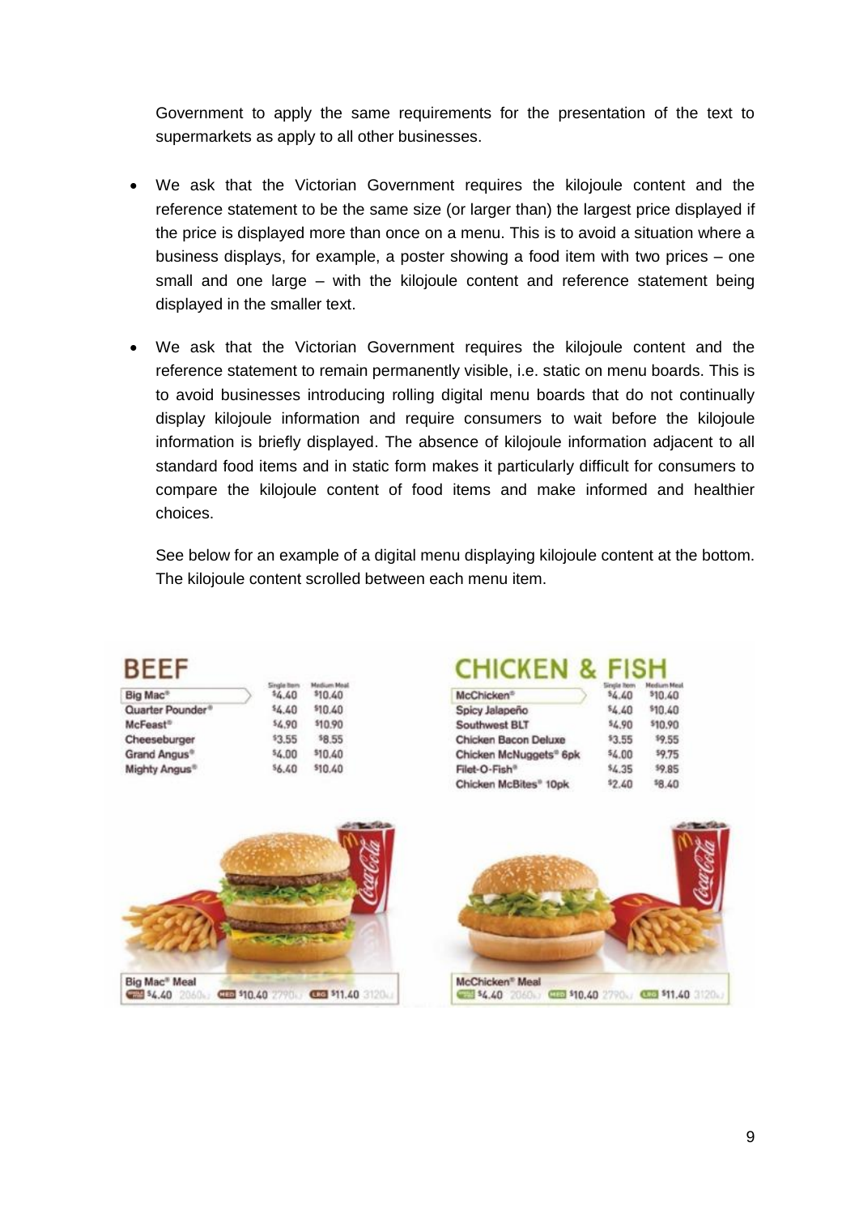Government to apply the same requirements for the presentation of the text to supermarkets as apply to all other businesses.

- We ask that the Victorian Government requires the kilojoule content and the reference statement to be the same size (or larger than) the largest price displayed if the price is displayed more than once on a menu. This is to avoid a situation where a business displays, for example, a poster showing a food item with two prices – one small and one large – with the kilojoule content and reference statement being displayed in the smaller text.

- We ask that the Victorian Government requires the kilojoule content and the reference statement to remain permanently visible, i.e. static on menu boards. This is to avoid businesses introducing rolling digital menu boards that do not continually display kilojoule information and require consumers to wait before the kilojoule information is briefly displayed. The absence of kilojoule information adjacent to all standard food items and in static form makes it particularly difficult for consumers to compare the kilojoule content of food items and make informed and healthier choices.

  See below for an example of a digital menu displaying kilojoule content at the bottom. The kilojoule content scrolled between each menu item.

**BEEF**

| | Single Item | Medium Meal |
|---|---|---|
| Big Mac® | $4.40 | $10.40 |
| Quarter Pounder® | $4.40 | $10.40 |
| McFeast® | $4.90 | $10.90 |
| Cheeseburger | $3.55 | $8.55 |
| Grand Angus® | $4.00 | $10.40 |
| Mighty Angus® | $6.40 | $10.40 |

Big Mac® Meal
SINGLE $4.40 2060kJ MED $10.40 2790kJ LRG $11.40 3120kJ

**CHICKEN & FISH**

| | Single Item | Medium Meal |
|---|---|---|
| McChicken® | $4.40 | $10.40 |
| Spicy Jalapeño | $4.40 | $10.40 |
| Southwest BLT | $4.90 | $10.90 |
| Chicken Bacon Deluxe | $3.55 | $9.55 |
| Chicken McNuggets® 6pk | $4.00 | $9.75 |
| Filet-O-Fish® | $4.35 | $9.85 |
| Chicken McBites® 10pk | $2.40 | $8.40 |

McChicken® Meal
SINGLE $4.40 2060kJ MED $10.40 2790kJ LRG $11.40 3120kJ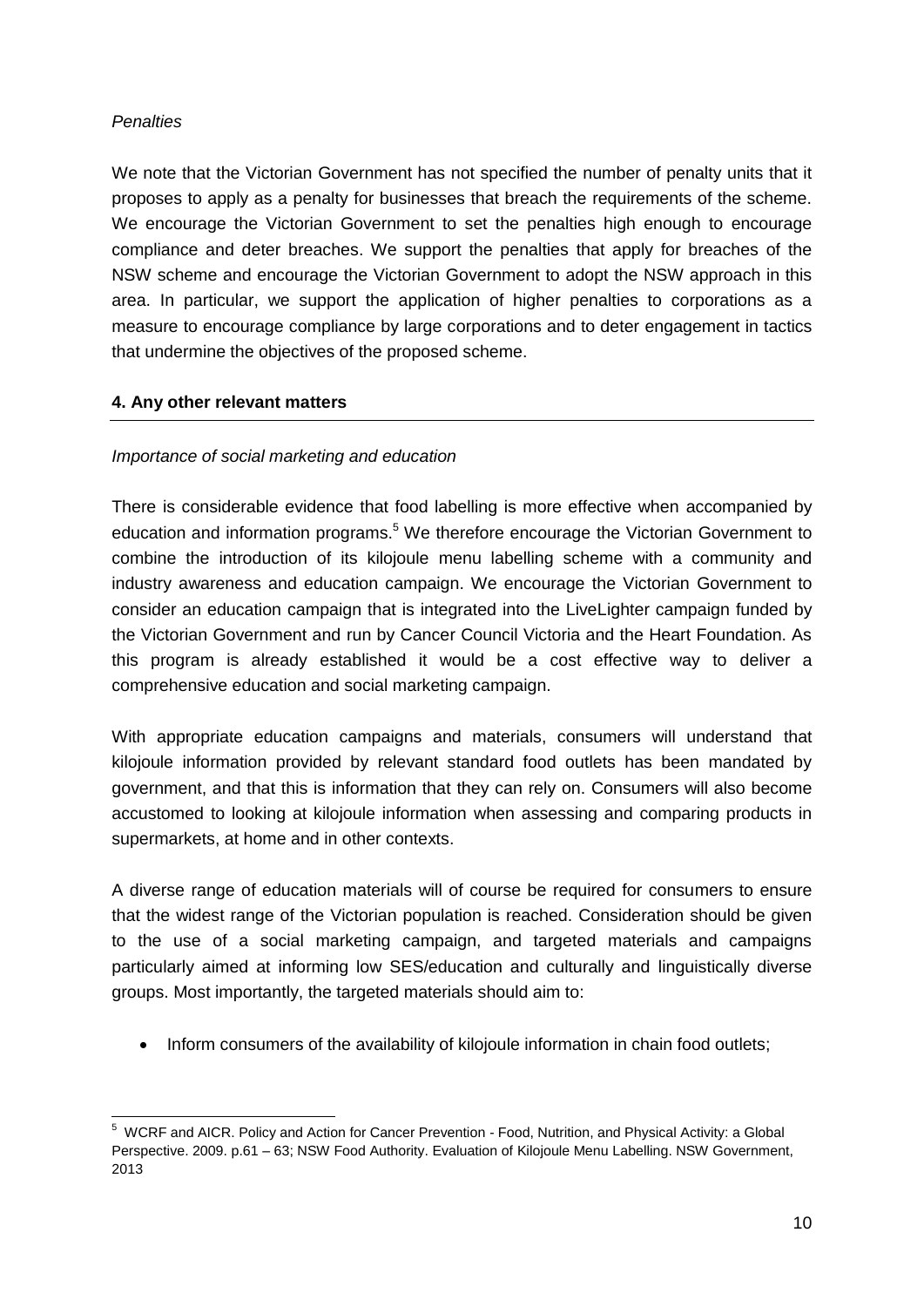*Penalties*

We note that the Victorian Government has not specified the number of penalty units that it proposes to apply as a penalty for businesses that breach the requirements of the scheme. We encourage the Victorian Government to set the penalties high enough to encourage compliance and deter breaches. We support the penalties that apply for breaches of the NSW scheme and encourage the Victorian Government to adopt the NSW approach in this area. In particular, we support the application of higher penalties to corporations as a measure to encourage compliance by large corporations and to deter engagement in tactics that undermine the objectives of the proposed scheme.

## 4. Any other relevant matters

*Importance of social marketing and education*

There is considerable evidence that food labelling is more effective when accompanied by education and information programs.[5] We therefore encourage the Victorian Government to combine the introduction of its kilojoule menu labelling scheme with a community and industry awareness and education campaign. We encourage the Victorian Government to consider an education campaign that is integrated into the LiveLighter campaign funded by the Victorian Government and run by Cancer Council Victoria and the Heart Foundation. As this program is already established it would be a cost effective way to deliver a comprehensive education and social marketing campaign.

With appropriate education campaigns and materials, consumers will understand that kilojoule information provided by relevant standard food outlets has been mandated by government, and that this is information that they can rely on. Consumers will also become accustomed to looking at kilojoule information when assessing and comparing products in supermarkets, at home and in other contexts.

A diverse range of education materials will of course be required for consumers to ensure that the widest range of the Victorian population is reached. Consideration should be given to the use of a social marketing campaign, and targeted materials and campaigns particularly aimed at informing low SES/education and culturally and linguistically diverse groups. Most importantly, the targeted materials should aim to:

- Inform consumers of the availability of kilojoule information in chain food outlets;

---

[5] WCRF and AICR. Policy and Action for Cancer Prevention - Food, Nutrition, and Physical Activity: a Global Perspective. 2009. p.61 – 63; NSW Food Authority. Evaluation of Kilojoule Menu Labelling. NSW Government, 2013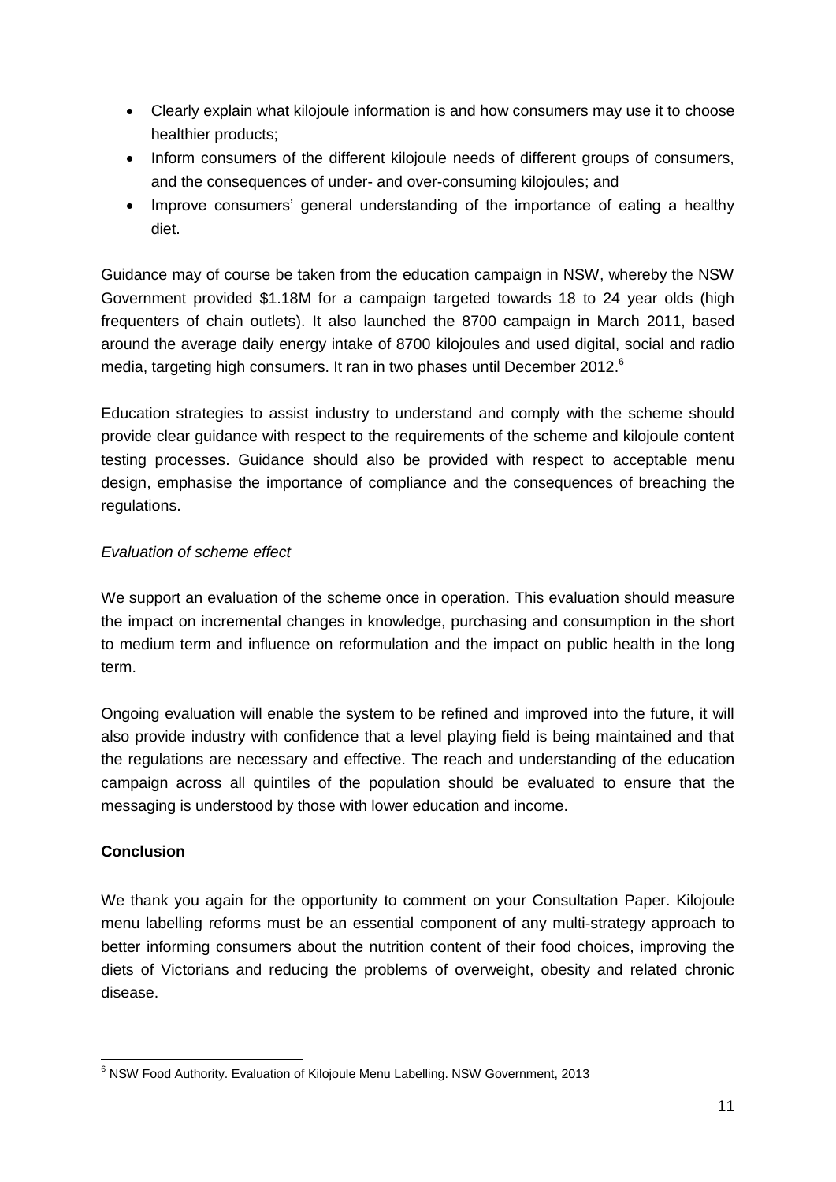- Clearly explain what kilojoule information is and how consumers may use it to choose healthier products;
- Inform consumers of the different kilojoule needs of different groups of consumers, and the consequences of under- and over-consuming kilojoules; and
- Improve consumers' general understanding of the importance of eating a healthy diet.

Guidance may of course be taken from the education campaign in NSW, whereby the NSW Government provided $1.18M for a campaign targeted towards 18 to 24 year olds (high frequenters of chain outlets). It also launched the 8700 campaign in March 2011, based around the average daily energy intake of 8700 kilojoules and used digital, social and radio media, targeting high consumers. It ran in two phases until December 2012.[6]

Education strategies to assist industry to understand and comply with the scheme should provide clear guidance with respect to the requirements of the scheme and kilojoule content testing processes. Guidance should also be provided with respect to acceptable menu design, emphasise the importance of compliance and the consequences of breaching the regulations.

*Evaluation of scheme effect*

We support an evaluation of the scheme once in operation. This evaluation should measure the impact on incremental changes in knowledge, purchasing and consumption in the short to medium term and influence on reformulation and the impact on public health in the long term.

Ongoing evaluation will enable the system to be refined and improved into the future, it will also provide industry with confidence that a level playing field is being maintained and that the regulations are necessary and effective. The reach and understanding of the education campaign across all quintiles of the population should be evaluated to ensure that the messaging is understood by those with lower education and income.

**Conclusion**

We thank you again for the opportunity to comment on your Consultation Paper. Kilojoule menu labelling reforms must be an essential component of any multi-strategy approach to better informing consumers about the nutrition content of their food choices, improving the diets of Victorians and reducing the problems of overweight, obesity and related chronic disease.

---

[6] NSW Food Authority. Evaluation of Kilojoule Menu Labelling. NSW Government, 2013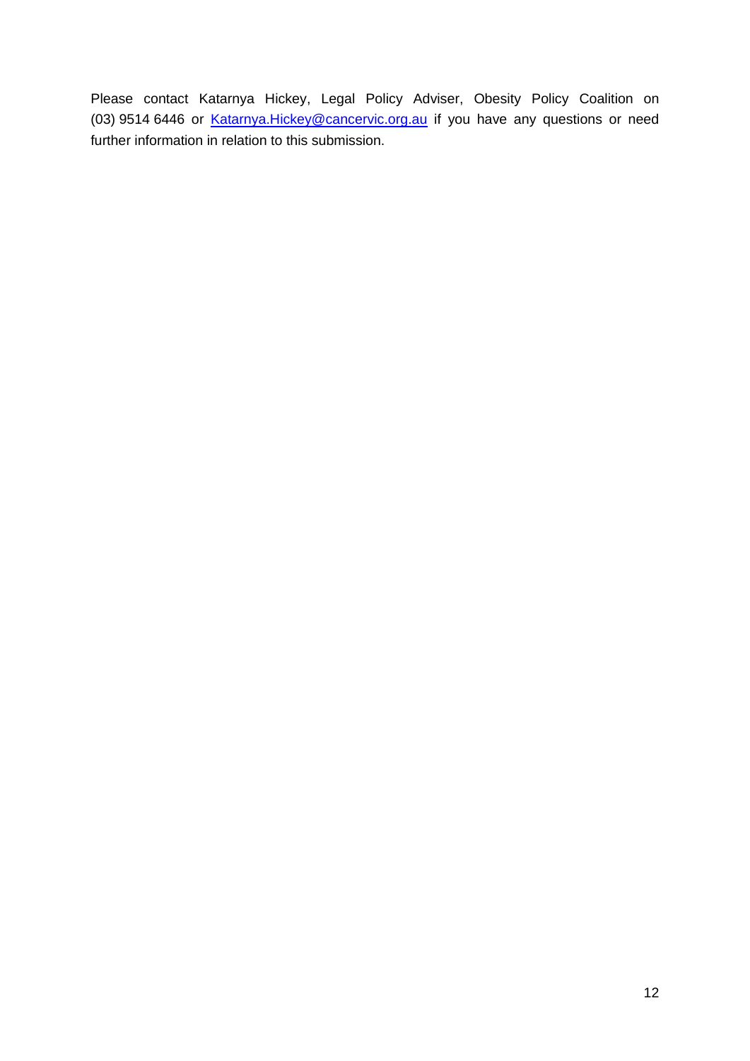Please contact Katarnya Hickey, Legal Policy Adviser, Obesity Policy Coalition on (03) 9514 6446 or [Katarnya.Hickey@cancervic.org.au](mailto:Katarnya.Hickey@cancervic.org.au) if you have any questions or need further information in relation to this submission.